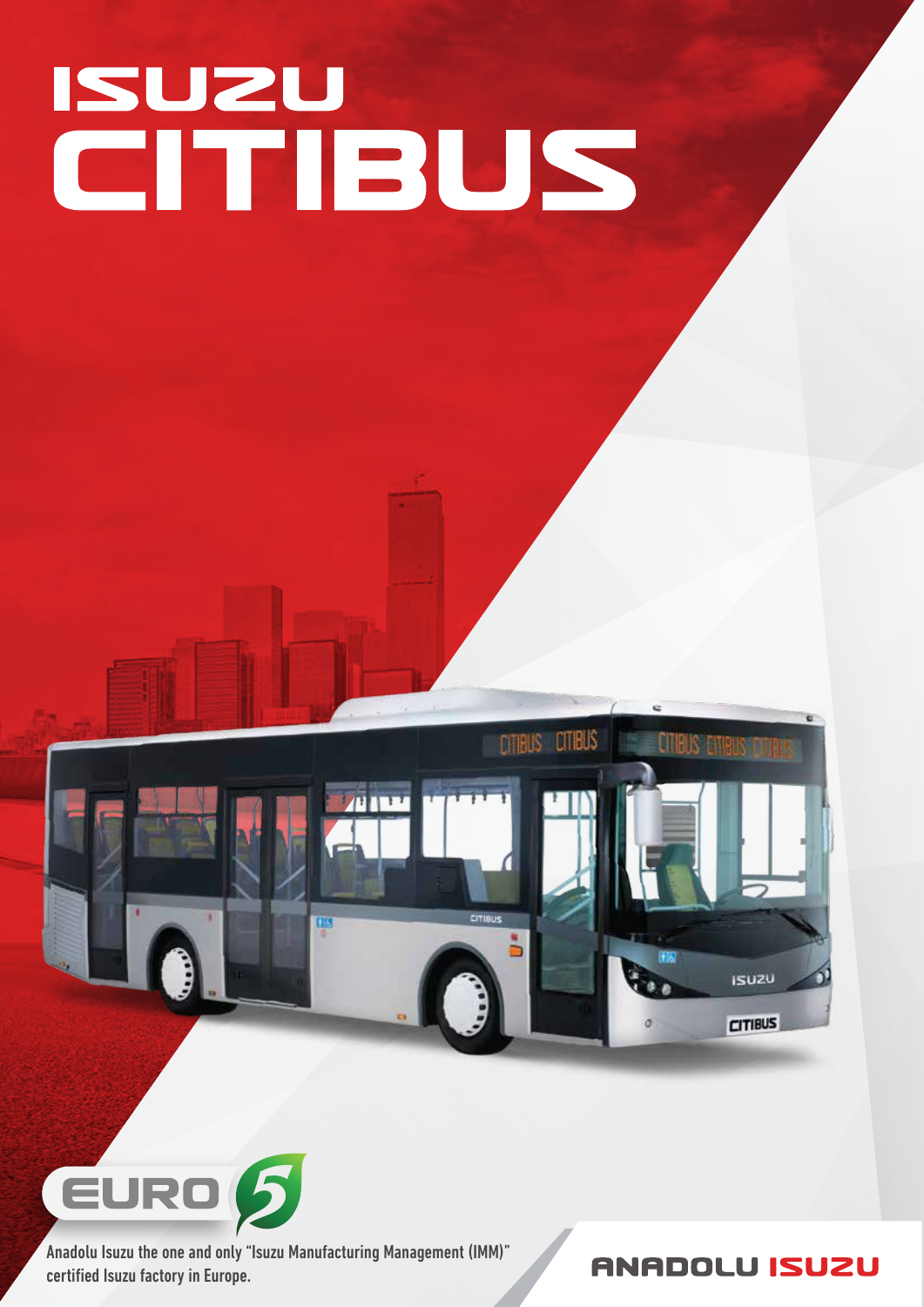# ISUZU CITIBUS

EURO 5

Anadolu Isuzu the one and only "Isuzu Manufacturing Management (IMM)" certified Isuzu factory in Europe.

ANADOLU ISUZU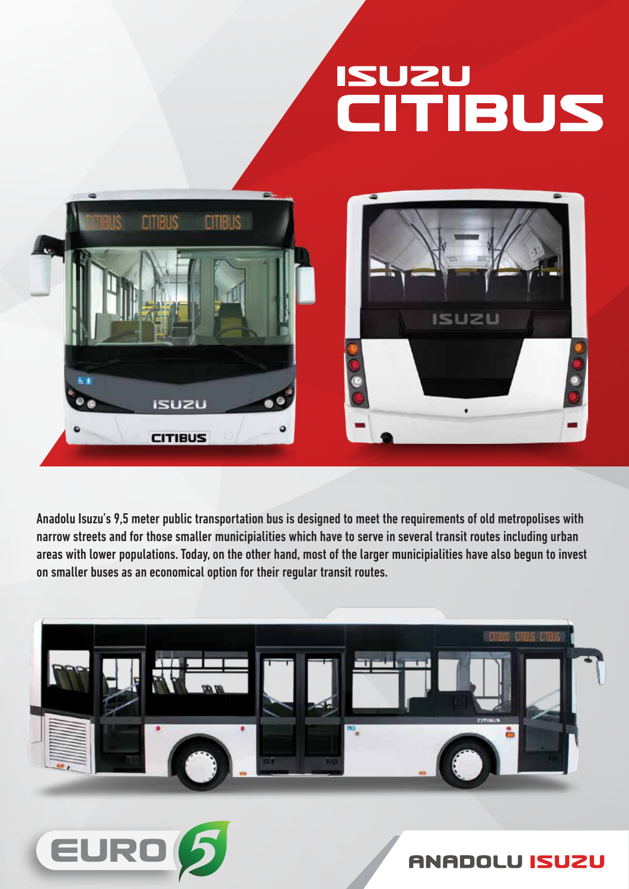# ISUZU CITIBUS

Anadolu Isuzu's 9,5 meter public transportation bus is designed to meet the requirements of old metropolises with narrow streets and for those smaller municipialities which have to serve in several transit routes including urban areas with lower populations. Today, on the other hand, most of the larger municipialities have also begun to invest on smaller buses as an economical option for their regular transit routes.

EURO 5

ANADOLU ISUZU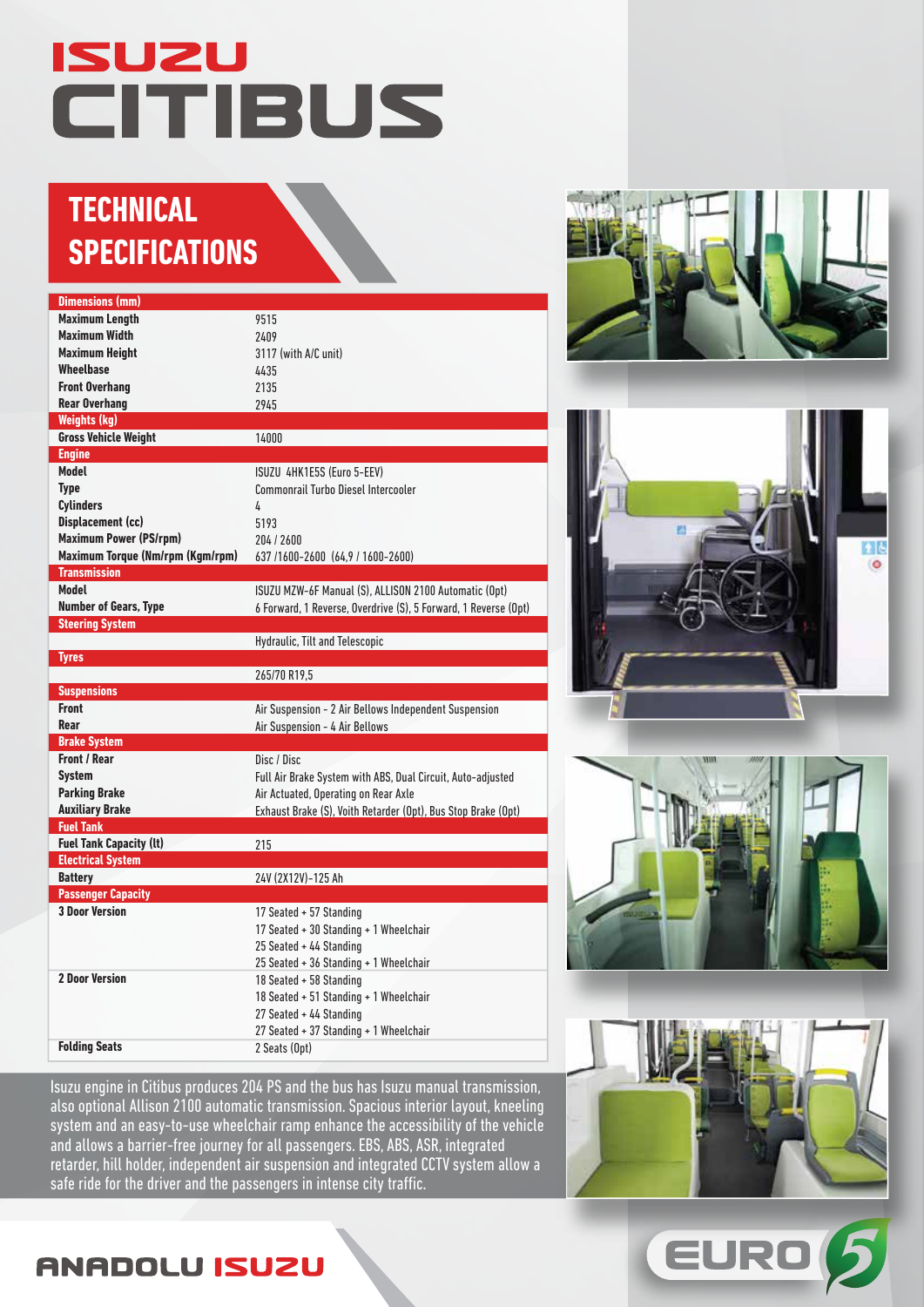# ISUZU CITIBUS

## TECHNICAL SPECIFICATIONS

| Dimensions (mm) | |
|---|---|
| **Maximum Length** | 9515 |
| **Maximum Width** | 2409 |
| **Maximum Height** | 3117 (with A/C unit) |
| **Wheelbase** | 4435 |
| **Front Overhang** | 2135 |
| **Rear Overhang** | 2945 |
| **Weights (kg)** | |
| **Gross Vehicle Weight** | 14000 |
| **Engine** | |
| **Model** | ISUZU 4HK1E5S (Euro 5-EEV) |
| **Type** | Commonrail Turbo Diesel Intercooler |
| **Cylinders** | 4 |
| **Displacement (cc)** | 5193 |
| **Maximum Power (PS/rpm)** | 204 / 2600 |
| **Maximum Torque (Nm/rpm (Kgm/rpm)** | 637 /1600-2600 (64,9 / 1600-2600) |
| **Transmission** | |
| **Model** | ISUZU MZW-6F Manual (S), ALLISON 2100 Automatic (Opt) |
| **Number of Gears, Type** | 6 Forward, 1 Reverse, Overdrive (S), 5 Forward, 1 Reverse (Opt) |
| **Steering System** | |
| | Hydraulic, Tilt and Telescopic |
| **Tyres** | |
| | 265/70 R19,5 |
| **Suspensions** | |
| **Front** | Air Suspension - 2 Air Bellows Independent Suspension |
| **Rear** | Air Suspension - 4 Air Bellows |
| **Brake System** | |
| **Front / Rear** | Disc / Disc |
| **System** | Full Air Brake System with ABS, Dual Circuit, Auto-adjusted |
| **Parking Brake** | Air Actuated, Operating on Rear Axle |
| **Auxiliary Brake** | Exhaust Brake (S), Voith Retarder (Opt), Bus Stop Brake (Opt) |
| **Fuel Tank** | |
| **Fuel Tank Capacity (lt)** | 215 |
| **Electrical System** | |
| **Battery** | 24V (2X12V)-125 Ah |
| **Passenger Capacity** | |
| **3 Door Version** | 17 Seated + 57 Standing<br>17 Seated + 30 Standing + 1 Wheelchair<br>25 Seated + 44 Standing<br>25 Seated + 36 Standing + 1 Wheelchair |
| **2 Door Version** | 18 Seated + 58 Standing<br>18 Seated + 51 Standing + 1 Wheelchair<br>27 Seated + 44 Standing<br>27 Seated + 37 Standing + 1 Wheelchair |
| **Folding Seats** | 2 Seats (Opt) |

Isuzu engine in Citibus produces 204 PS and the bus has Isuzu manual transmission, also optional Allison 2100 automatic transmission. Spacious interior layout, kneeling system and an easy-to-use wheelchair ramp enhance the accessibility of the vehicle and allows a barrier-free journey for all passengers. EBS, ABS, ASR, integrated retarder, hill holder, independent air suspension and integrated CCTV system allow a safe ride for the driver and the passengers in intense city traffic.

ANADOLU ISUZU

EURO 5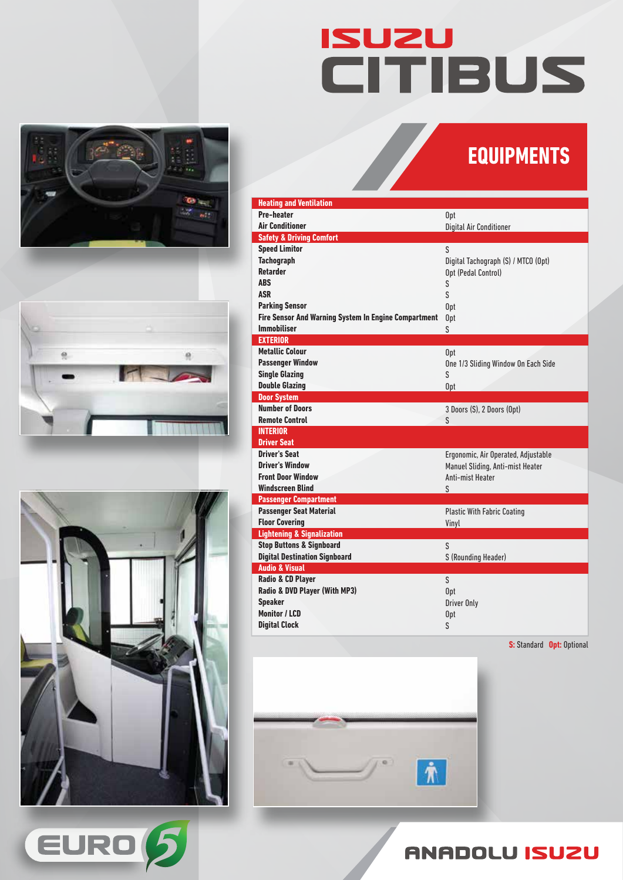# ISUZU CITIBUS

## EQUIPMENTS

| | |
|---|---|
| **Heating and Ventilation** | |
| Pre-heater | Opt |
| Air Conditioner | Digital Air Conditioner |
| **Safety & Driving Comfort** | |
| Speed Limitor | S |
| Tachograph | Digital Tachograph (S) / MTCO (Opt) |
| Retarder | Opt (Pedal Control) |
| ABS | S |
| ASR | S |
| Parking Sensor | Opt |
| Fire Sensor And Warning System In Engine Compartment | Opt |
| Immobiliser | S |
| **EXTERIOR** | |
| Metallic Colour | Opt |
| Passenger Window | One 1/3 Sliding Window On Each Side |
| Single Glazing | S |
| Double Glazing | Opt |
| **Door System** | |
| Number of Doors | 3 Doors (S), 2 Doors (Opt) |
| Remote Control | S |
| **INTERIOR** | |
| **Driver Seat** | |
| Driver's Seat | Ergonomic, Air Operated, Adjustable |
| Driver's Window | Manuel Sliding, Anti-mist Heater |
| Front Door Window | Anti-mist Heater |
| Windscreen Blind | S |
| **Passenger Compartment** | |
| Passenger Seat Material | Plastic With Fabric Coating |
| Floor Covering | Vinyl |
| **Lightening & Signalization** | |
| Stop Buttons & Signboard | S |
| Digital Destination Signboard | S (Rounding Header) |
| **Audio & Visual** | |
| Radio & CD Player | S |
| Radio & DVD Player (With MP3) | Opt |
| Speaker | Driver Only |
| Monitor / LCD | Opt |
| Digital Clock | S |

**S:** Standard **Opt:** Optional

EURO 5

ANADOLU ISUZU